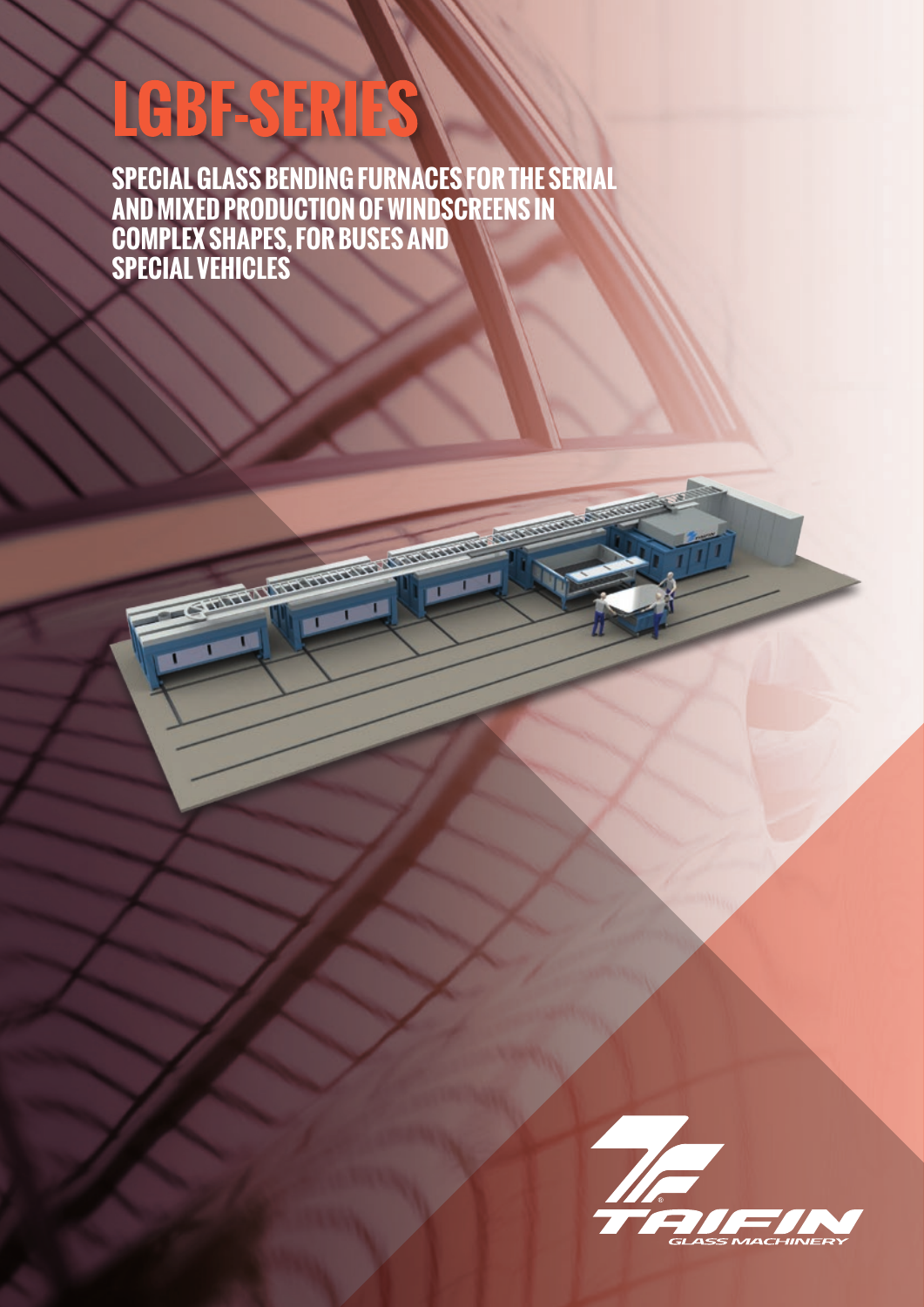# LGBF-SERIES

## SPECIAL GLASS BENDING FURNACES FOR THE SERIAL AND MIXED PRODUCTION OF WINDSCREENS IN COMPLEX SHAPES, FOR BUSES AND SPECIAL VEHICLES

TAIFIN GLASS MACHINERY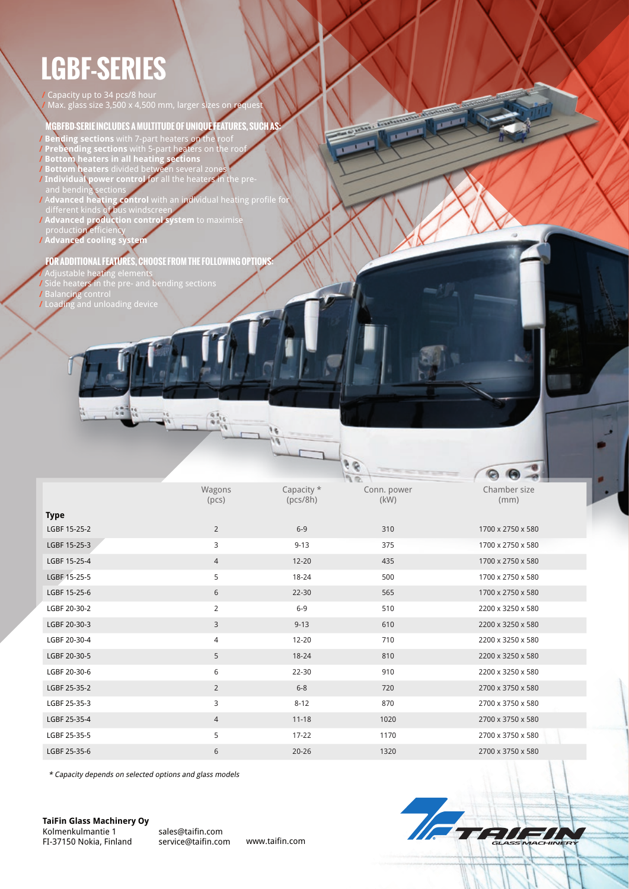# LGBF-SERIES

/ Capacity up to 34 pcs/8 hour
/ Max. glass size 3,500 x 4,500 mm, larger sizes on request

## MGBFBD-SERIE INCLUDES A MULTITUDE OF UNIQUE FEATURES, SUCH AS:

/ **Bending sections** with 7-part heaters on the roof
/ **Prebending sections** with 5-part heaters on the roof
/ **Bottom heaters in all heating sections**
/ **Bottom heaters** divided between several zones
/ **Individual power control** for all the heaters in the pre- and bending sections
/ **Advanced heating control** with an individual heating profile for different kinds of bus windscreen
/ **Advanced production control system** to maximise production efficiency
/ **Advanced cooling system**

## FOR ADDITIONAL FEATURES, CHOOSE FROM THE FOLLOWING OPTIONS:

/ Adjustable heating elements
/ Side heaters in the pre- and bending sections
/ Balancing control
/ Loading and unloading device

| Type | Wagons (pcs) | Capacity * (pcs/8h) | Conn. power (kW) | Chamber size (mm) |
|---|---|---|---|---|
| LGBF 15-25-2 | 2 | 6-9 | 310 | 1700 x 2750 x 580 |
| LGBF 15-25-3 | 3 | 9-13 | 375 | 1700 x 2750 x 580 |
| LGBF 15-25-4 | 4 | 12-20 | 435 | 1700 x 2750 x 580 |
| LGBF 15-25-5 | 5 | 18-24 | 500 | 1700 x 2750 x 580 |
| LGBF 15-25-6 | 6 | 22-30 | 565 | 1700 x 2750 x 580 |
| LGBF 20-30-2 | 2 | 6-9 | 510 | 2200 x 3250 x 580 |
| LGBF 20-30-3 | 3 | 9-13 | 610 | 2200 x 3250 x 580 |
| LGBF 20-30-4 | 4 | 12-20 | 710 | 2200 x 3250 x 580 |
| LGBF 20-30-5 | 5 | 18-24 | 810 | 2200 x 3250 x 580 |
| LGBF 20-30-6 | 6 | 22-30 | 910 | 2200 x 3250 x 580 |
| LGBF 25-35-2 | 2 | 6-8 | 720 | 2700 x 3750 x 580 |
| LGBF 25-35-3 | 3 | 8-12 | 870 | 2700 x 3750 x 580 |
| LGBF 25-35-4 | 4 | 11-18 | 1020 | 2700 x 3750 x 580 |
| LGBF 25-35-5 | 5 | 17-22 | 1170 | 2700 x 3750 x 580 |
| LGBF 25-35-6 | 6 | 20-26 | 1320 | 2700 x 3750 x 580 |

*\* Capacity depends on selected options and glass models*

**TaiFin Glass Machinery Oy**
Kolmenkulmantie 1
FI-37150 Nokia, Finland

sales@taifin.com
service@taifin.com

www.taifin.com

TAIFIN GLASS MACHINERY